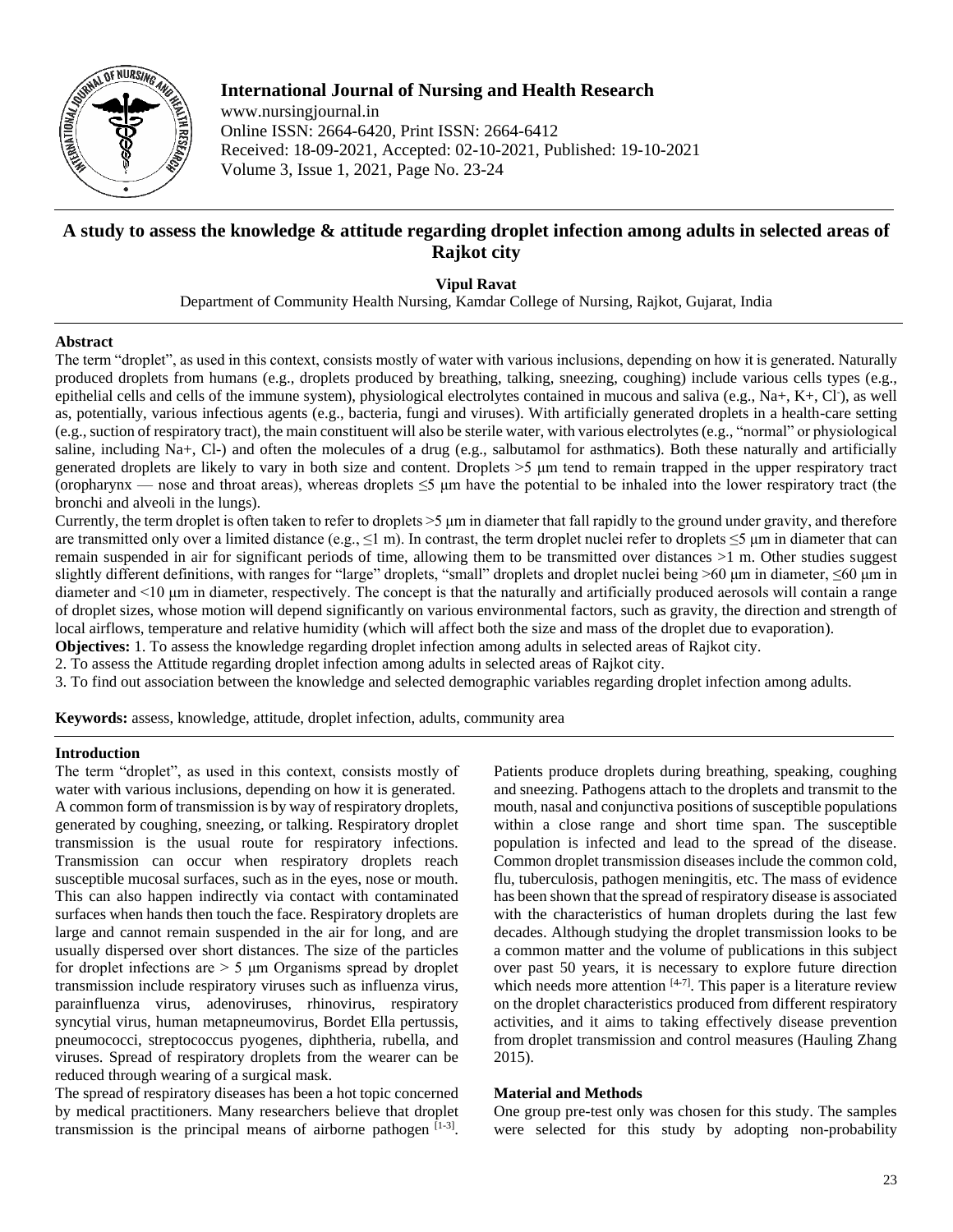# A study to assess the knowledge & attitude regarding droplet infection among adults in selected areas of Rajkot city

**Vipul Ravat**

Department of Community Health Nursing, Kamdar College of Nursing, Rajkot, Gujarat, India

## Abstract

The term "droplet", as used in this context, consists mostly of water with various inclusions, depending on how it is generated. Naturally produced droplets from humans (e.g., droplets produced by breathing, talking, sneezing, coughing) include various cells types (e.g., epithelial cells and cells of the immune system), physiological electrolytes contained in mucous and saliva (e.g., $Na^+$, $K^+$, $Cl^-$), as well as, potentially, various infectious agents (e.g., bacteria, fungi and viruses). With artificially generated droplets in a health-care setting (e.g., suction of respiratory tract), the main constituent will also be sterile water, with various electrolytes (e.g., "normal" or physiological saline, including $Na^+$, $Cl^-$) and often the molecules of a drug (e.g., salbutamol for asthmatics). Both these naturally and artificially generated droplets are likely to vary in both size and content. Droplets >5 μm tend to remain trapped in the upper respiratory tract (oropharynx — nose and throat areas), whereas droplets ≤5 μm have the potential to be inhaled into the lower respiratory tract (the bronchi and alveoli in the lungs).

Currently, the term droplet is often taken to refer to droplets >5 μm in diameter that fall rapidly to the ground under gravity, and therefore are transmitted only over a limited distance (e.g., ≤1 m). In contrast, the term droplet nuclei refer to droplets ≤5 μm in diameter that can remain suspended in air for significant periods of time, allowing them to be transmitted over distances >1 m. Other studies suggest slightly different definitions, with ranges for "large" droplets, "small" droplets and droplet nuclei being >60 μm in diameter, ≤60 μm in diameter and <10 μm in diameter, respectively. The concept is that the naturally and artificially produced aerosols will contain a range of droplet sizes, whose motion will depend significantly on various environmental factors, such as gravity, the direction and strength of local airflows, temperature and relative humidity (which will affect both the size and mass of the droplet due to evaporation).

**Objectives:** 1. To assess the knowledge regarding droplet infection among adults in selected areas of Rajkot city.

2. To assess the Attitude regarding droplet infection among adults in selected areas of Rajkot city.

3. To find out association between the knowledge and selected demographic variables regarding droplet infection among adults.

**Keywords:** assess, knowledge, attitude, droplet infection, adults, community area

## Introduction

The term "droplet", as used in this context, consists mostly of water with various inclusions, depending on how it is generated. A common form of transmission is by way of respiratory droplets, generated by coughing, sneezing, or talking. Respiratory droplet transmission is the usual route for respiratory infections. Transmission can occur when respiratory droplets reach susceptible mucosal surfaces, such as in the eyes, nose or mouth. This can also happen indirectly via contact with contaminated surfaces when hands then touch the face. Respiratory droplets are large and cannot remain suspended in the air for long, and are usually dispersed over short distances. The size of the particles for droplet infections are > 5 μm Organisms spread by droplet transmission include respiratory viruses such as influenza virus, parainfluenza virus, adenoviruses, rhinovirus, respiratory syncytial virus, human metapneumovirus, Bordet Ella pertussis, pneumococci, streptococcus pyogenes, diphtheria, rubella, and viruses. Spread of respiratory droplets from the wearer can be reduced through wearing of a surgical mask.

The spread of respiratory diseases has been a hot topic concerned by medical practitioners. Many researchers believe that droplet transmission is the principal means of airborne pathogen [1-3]. Patients produce droplets during breathing, speaking, coughing and sneezing. Pathogens attach to the droplets and transmit to the mouth, nasal and conjunctiva positions of susceptible populations within a close range and short time span. The susceptible population is infected and lead to the spread of the disease. Common droplet transmission diseases include the common cold, flu, tuberculosis, pathogen meningitis, etc. The mass of evidence has been shown that the spread of respiratory disease is associated with the characteristics of human droplets during the last few decades. Although studying the droplet transmission looks to be a common matter and the volume of publications in this subject over past 50 years, it is necessary to explore future direction which needs more attention [4-7]. This paper is a literature review on the droplet characteristics produced from different respiratory activities, and it aims to taking effectively disease prevention from droplet transmission and control measures (Hauling Zhang 2015).

## Material and Methods

One group pre-test only was chosen for this study. The samples were selected for this study by adopting non-probability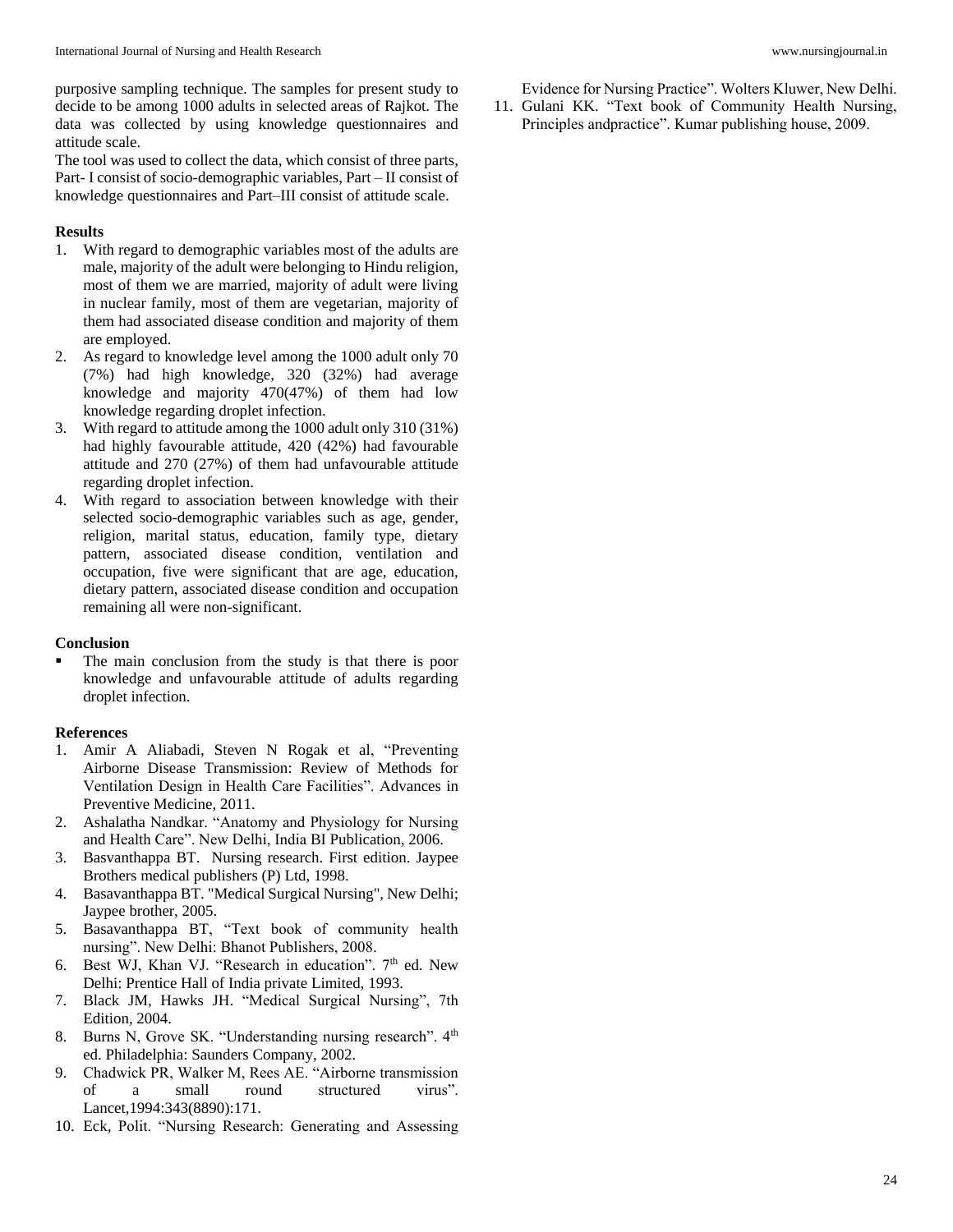purposive sampling technique. The samples for present study to decide to be among 1000 adults in selected areas of Rajkot. The data was collected by using knowledge questionnaires and attitude scale.

The tool was used to collect the data, which consist of three parts, Part- I consist of socio-demographic variables, Part – II consist of knowledge questionnaires and Part–III consist of attitude scale.

## Results

1. With regard to demographic variables most of the adults are male, majority of the adult were belonging to Hindu religion, most of them we are married, majority of adult were living in nuclear family, most of them are vegetarian, majority of them had associated disease condition and majority of them are employed.
2. As regard to knowledge level among the 1000 adult only 70 (7%) had high knowledge, 320 (32%) had average knowledge and majority 470(47%) of them had low knowledge regarding droplet infection.
3. With regard to attitude among the 1000 adult only 310 (31%) had highly favourable attitude, 420 (42%) had favourable attitude and 270 (27%) of them had unfavourable attitude regarding droplet infection.
4. With regard to association between knowledge with their selected socio-demographic variables such as age, gender, religion, marital status, education, family type, dietary pattern, associated disease condition, ventilation and occupation, five were significant that are age, education, dietary pattern, associated disease condition and occupation remaining all were non-significant.

## Conclusion

- The main conclusion from the study is that there is poor knowledge and unfavourable attitude of adults regarding droplet infection.

## References

1. Amir A Aliabadi, Steven N Rogak et al, "Preventing Airborne Disease Transmission: Review of Methods for Ventilation Design in Health Care Facilities". Advances in Preventive Medicine, 2011.
2. Ashalatha Nandkar. "Anatomy and Physiology for Nursing and Health Care". New Delhi, India BI Publication, 2006.
3. Basvanthappa BT. Nursing research. First edition. Jaypee Brothers medical publishers (P) Ltd, 1998.
4. Basavanthappa BT. "Medical Surgical Nursing", New Delhi; Jaypee brother, 2005.
5. Basavanthappa BT, "Text book of community health nursing". New Delhi: Bhanot Publishers, 2008.
6. Best WJ, Khan VJ. "Research in education". 7th ed. New Delhi: Prentice Hall of India private Limited, 1993.
7. Black JM, Hawks JH. "Medical Surgical Nursing", 7th Edition, 2004.
8. Burns N, Grove SK. "Understanding nursing research". 4th ed. Philadelphia: Saunders Company, 2002.
9. Chadwick PR, Walker M, Rees AE. "Airborne transmission of a small round structured virus". Lancet,1994:343(8890):171.
10. Eck, Polit. "Nursing Research: Generating and Assessing Evidence for Nursing Practice". Wolters Kluwer, New Delhi.
11. Gulani KK. "Text book of Community Health Nursing, Principles andpractice". Kumar publishing house, 2009.